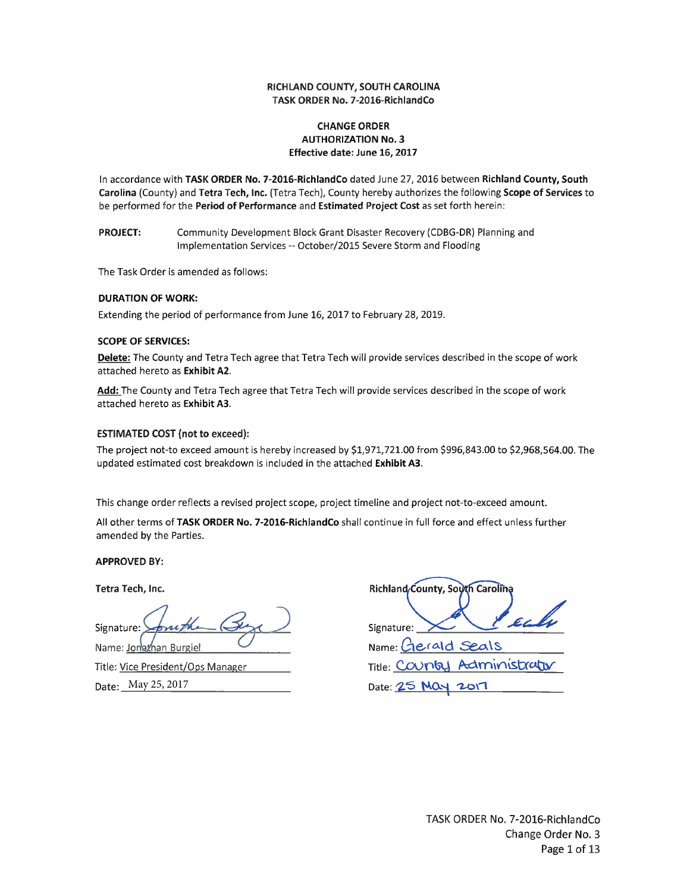**RICHLAND COUNTY, SOUTH CAROLINA**
**TASK ORDER No. 7-2016-RichlandCo**

**CHANGE ORDER**
**AUTHORIZATION No. 3**
**Effective date: June 16, 2017**

In accordance with **TASK ORDER No. 7-2016-RichlandCo** dated June 27, 2016 between **Richland County, South Carolina** (County) and **Tetra Tech, Inc.** (Tetra Tech), County hereby authorizes the following **Scope of Services** to be performed for the **Period of Performance** and **Estimated Project Cost** as set forth herein:

**PROJECT:** Community Development Block Grant Disaster Recovery (CDBG-DR) Planning and Implementation Services -- October/2015 Severe Storm and Flooding

The Task Order is amended as follows:

**DURATION OF WORK:**

Extending the period of performance from June 16, 2017 to February 28, 2019.

**SCOPE OF SERVICES:**

**Delete:** The County and Tetra Tech agree that Tetra Tech will provide services described in the scope of work attached hereto as **Exhibit A2**.

**Add:** The County and Tetra Tech agree that Tetra Tech will provide services described in the scope of work attached hereto as **Exhibit A3**.

**ESTIMATED COST (not to exceed):**

The project not-to exceed amount is hereby increased by $1,971,721.00 from $996,843.00 to $2,968,564.00. The updated estimated cost breakdown is included in the attached **Exhibit A3**.

This change order reflects a revised project scope, project timeline and project not-to-exceed amount.

All other terms of **TASK ORDER No. 7-2016-RichlandCo** shall continue in full force and effect unless further amended by the Parties.

**APPROVED BY:**

**Tetra Tech, Inc.**

Signature: [signature]

Name: Jonathan Burgiel

Title: Vice President/Ops Manager

Date: May 25, 2017

**Richland County, South Carolina**

Signature: [signature]

Name: Gerald Seals

Title: County Administrator

Date: 25 May 2017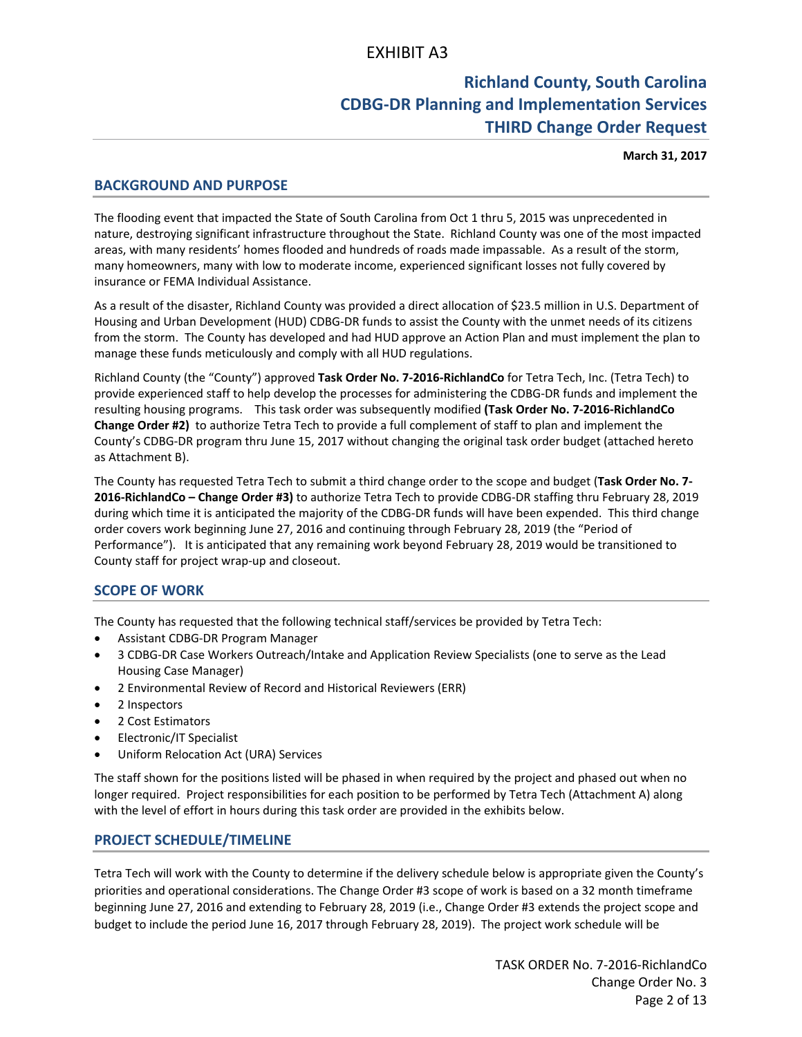# EXHIBIT A3

## Richland County, South Carolina
## CDBG-DR Planning and Implementation Services
## THIRD Change Order Request

**March 31, 2017**

### BACKGROUND AND PURPOSE

The flooding event that impacted the State of South Carolina from Oct 1 thru 5, 2015 was unprecedented in nature, destroying significant infrastructure throughout the State. Richland County was one of the most impacted areas, with many residents' homes flooded and hundreds of roads made impassable. As a result of the storm, many homeowners, many with low to moderate income, experienced significant losses not fully covered by insurance or FEMA Individual Assistance.

As a result of the disaster, Richland County was provided a direct allocation of $23.5 million in U.S. Department of Housing and Urban Development (HUD) CDBG-DR funds to assist the County with the unmet needs of its citizens from the storm. The County has developed and had HUD approve an Action Plan and must implement the plan to manage these funds meticulously and comply with all HUD regulations.

Richland County (the "County") approved **Task Order No. 7-2016-RichlandCo** for Tetra Tech, Inc. (Tetra Tech) to provide experienced staff to help develop the processes for administering the CDBG-DR funds and implement the resulting housing programs. This task order was subsequently modified **(Task Order No. 7-2016-RichlandCo Change Order #2)** to authorize Tetra Tech to provide a full complement of staff to plan and implement the County's CDBG-DR program thru June 15, 2017 without changing the original task order budget (attached hereto as Attachment B).

The County has requested Tetra Tech to submit a third change order to the scope and budget (**Task Order No. 7-2016-RichlandCo – Change Order #3)** to authorize Tetra Tech to provide CDBG-DR staffing thru February 28, 2019 during which time it is anticipated the majority of the CDBG-DR funds will have been expended. This third change order covers work beginning June 27, 2016 and continuing through February 28, 2019 (the "Period of Performance"). It is anticipated that any remaining work beyond February 28, 2019 would be transitioned to County staff for project wrap-up and closeout.

### SCOPE OF WORK

The County has requested that the following technical staff/services be provided by Tetra Tech:

- Assistant CDBG-DR Program Manager
- 3 CDBG-DR Case Workers Outreach/Intake and Application Review Specialists (one to serve as the Lead Housing Case Manager)
- 2 Environmental Review of Record and Historical Reviewers (ERR)
- 2 Inspectors
- 2 Cost Estimators
- Electronic/IT Specialist
- Uniform Relocation Act (URA) Services

The staff shown for the positions listed will be phased in when required by the project and phased out when no longer required. Project responsibilities for each position to be performed by Tetra Tech (Attachment A) along with the level of effort in hours during this task order are provided in the exhibits below.

### PROJECT SCHEDULE/TIMELINE

Tetra Tech will work with the County to determine if the delivery schedule below is appropriate given the County's priorities and operational considerations. The Change Order #3 scope of work is based on a 32 month timeframe beginning June 27, 2016 and extending to February 28, 2019 (i.e., Change Order #3 extends the project scope and budget to include the period June 16, 2017 through February 28, 2019). The project work schedule will be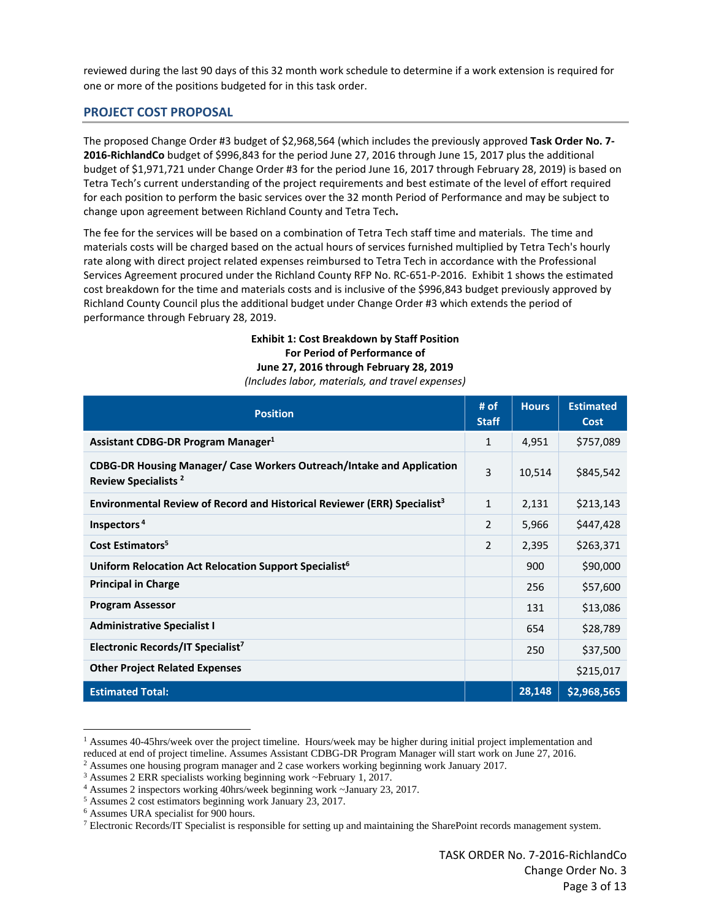reviewed during the last 90 days of this 32 month work schedule to determine if a work extension is required for one or more of the positions budgeted for in this task order.

## PROJECT COST PROPOSAL

The proposed Change Order #3 budget of $2,968,564 (which includes the previously approved **Task Order No. 7-2016-RichlandCo** budget of $996,843 for the period June 27, 2016 through June 15, 2017 plus the additional budget of $1,971,721 under Change Order #3 for the period June 16, 2017 through February 28, 2019) is based on Tetra Tech's current understanding of the project requirements and best estimate of the level of effort required for each position to perform the basic services over the 32 month Period of Performance and may be subject to change upon agreement between Richland County and Tetra Tech**.**

The fee for the services will be based on a combination of Tetra Tech staff time and materials. The time and materials costs will be charged based on the actual hours of services furnished multiplied by Tetra Tech's hourly rate along with direct project related expenses reimbursed to Tetra Tech in accordance with the Professional Services Agreement procured under the Richland County RFP No. RC-651-P-2016. Exhibit 1 shows the estimated cost breakdown for the time and materials costs and is inclusive of the $996,843 budget previously approved by Richland County Council plus the additional budget under Change Order #3 which extends the period of performance through February 28, 2019.

**Exhibit 1: Cost Breakdown by Staff Position**
**For Period of Performance of**
**June 27, 2016 through February 28, 2019**
*(Includes labor, materials, and travel expenses)*

| Position | # of Staff | Hours | Estimated Cost |
|---|---|---|---|
| **Assistant CDBG-DR Program Manager[1]** | 1 | 4,951 | $757,089 |
| **CDBG-DR Housing Manager/ Case Workers Outreach/Intake and Application Review Specialists [2]** | 3 | 10,514 | $845,542 |
| **Environmental Review of Record and Historical Reviewer (ERR) Specialist[3]** | 1 | 2,131 | $213,143 |
| **Inspectors [4]** | 2 | 5,966 | $447,428 |
| **Cost Estimators[5]** | 2 | 2,395 | $263,371 |
| **Uniform Relocation Act Relocation Support Specialist[6]** | | 900 | $90,000 |
| **Principal in Charge** | | 256 | $57,600 |
| **Program Assessor** | | 131 | $13,086 |
| **Administrative Specialist I** | | 654 | $28,789 |
| **Electronic Records/IT Specialist[7]** | | 250 | $37,500 |
| **Other Project Related Expenses** | | | $215,017 |
| **Estimated Total:** | | **28,148** | **$2,968,565** |

[1] Assumes 40-45hrs/week over the project timeline. Hours/week may be higher during initial project implementation and reduced at end of project timeline. Assumes Assistant CDBG-DR Program Manager will start work on June 27, 2016.

[2] Assumes one housing program manager and 2 case workers working beginning work January 2017.

[3] Assumes 2 ERR specialists working beginning work ~February 1, 2017.

[4] Assumes 2 inspectors working 40hrs/week beginning work ~January 23, 2017.

[5] Assumes 2 cost estimators beginning work January 23, 2017.

[6] Assumes URA specialist for 900 hours.

[7] Electronic Records/IT Specialist is responsible for setting up and maintaining the SharePoint records management system.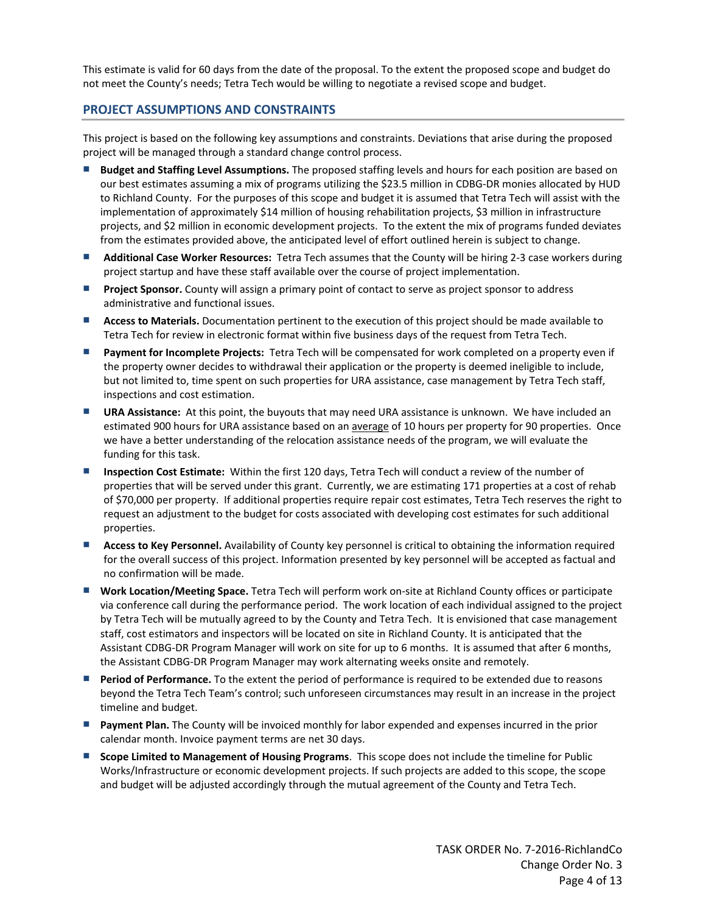This estimate is valid for 60 days from the date of the proposal. To the extent the proposed scope and budget do not meet the County's needs; Tetra Tech would be willing to negotiate a revised scope and budget.

## PROJECT ASSUMPTIONS AND CONSTRAINTS

This project is based on the following key assumptions and constraints. Deviations that arise during the proposed project will be managed through a standard change control process.

- **Budget and Staffing Level Assumptions.** The proposed staffing levels and hours for each position are based on our best estimates assuming a mix of programs utilizing the $23.5 million in CDBG-DR monies allocated by HUD to Richland County. For the purposes of this scope and budget it is assumed that Tetra Tech will assist with the implementation of approximately $14 million of housing rehabilitation projects, $3 million in infrastructure projects, and $2 million in economic development projects. To the extent the mix of programs funded deviates from the estimates provided above, the anticipated level of effort outlined herein is subject to change.
- **Additional Case Worker Resources:** Tetra Tech assumes that the County will be hiring 2-3 case workers during project startup and have these staff available over the course of project implementation.
- **Project Sponsor.** County will assign a primary point of contact to serve as project sponsor to address administrative and functional issues.
- **Access to Materials.** Documentation pertinent to the execution of this project should be made available to Tetra Tech for review in electronic format within five business days of the request from Tetra Tech.
- **Payment for Incomplete Projects:** Tetra Tech will be compensated for work completed on a property even if the property owner decides to withdrawal their application or the property is deemed ineligible to include, but not limited to, time spent on such properties for URA assistance, case management by Tetra Tech staff, inspections and cost estimation.
- **URA Assistance:** At this point, the buyouts that may need URA assistance is unknown. We have included an estimated 900 hours for URA assistance based on an average of 10 hours per property for 90 properties. Once we have a better understanding of the relocation assistance needs of the program, we will evaluate the funding for this task.
- **Inspection Cost Estimate:** Within the first 120 days, Tetra Tech will conduct a review of the number of properties that will be served under this grant. Currently, we are estimating 171 properties at a cost of rehab of $70,000 per property. If additional properties require repair cost estimates, Tetra Tech reserves the right to request an adjustment to the budget for costs associated with developing cost estimates for such additional properties.
- **Access to Key Personnel.** Availability of County key personnel is critical to obtaining the information required for the overall success of this project. Information presented by key personnel will be accepted as factual and no confirmation will be made.
- **Work Location/Meeting Space.** Tetra Tech will perform work on-site at Richland County offices or participate via conference call during the performance period. The work location of each individual assigned to the project by Tetra Tech will be mutually agreed to by the County and Tetra Tech. It is envisioned that case management staff, cost estimators and inspectors will be located on site in Richland County. It is anticipated that the Assistant CDBG-DR Program Manager will work on site for up to 6 months. It is assumed that after 6 months, the Assistant CDBG-DR Program Manager may work alternating weeks onsite and remotely.
- **Period of Performance.** To the extent the period of performance is required to be extended due to reasons beyond the Tetra Tech Team's control; such unforeseen circumstances may result in an increase in the project timeline and budget.
- **Payment Plan.** The County will be invoiced monthly for labor expended and expenses incurred in the prior calendar month. Invoice payment terms are net 30 days.
- **Scope Limited to Management of Housing Programs**. This scope does not include the timeline for Public Works/Infrastructure or economic development projects. If such projects are added to this scope, the scope and budget will be adjusted accordingly through the mutual agreement of the County and Tetra Tech.

TASK ORDER No. 7-2016-RichlandCo
Change Order No. 3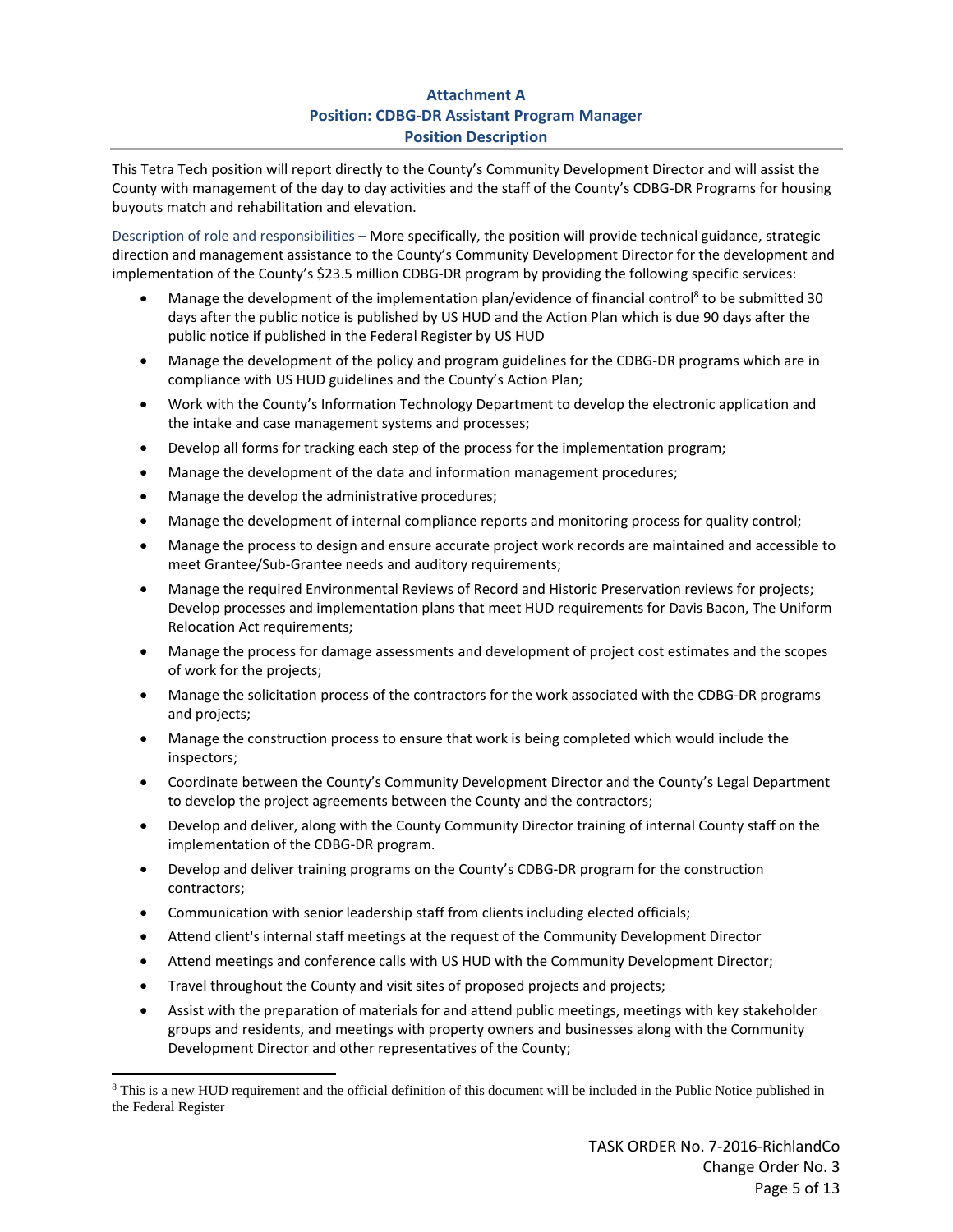## Attachment A
## Position: CDBG-DR Assistant Program Manager
## Position Description

This Tetra Tech position will report directly to the County's Community Development Director and will assist the County with management of the day to day activities and the staff of the County's CDBG-DR Programs for housing buyouts match and rehabilitation and elevation.

Description of role and responsibilities – More specifically, the position will provide technical guidance, strategic direction and management assistance to the County's Community Development Director for the development and implementation of the County's $23.5 million CDBG-DR program by providing the following specific services:

- Manage the development of the implementation plan/evidence of financial control[8] to be submitted 30 days after the public notice is published by US HUD and the Action Plan which is due 90 days after the public notice if published in the Federal Register by US HUD
- Manage the development of the policy and program guidelines for the CDBG-DR programs which are in compliance with US HUD guidelines and the County's Action Plan;
- Work with the County's Information Technology Department to develop the electronic application and the intake and case management systems and processes;
- Develop all forms for tracking each step of the process for the implementation program;
- Manage the development of the data and information management procedures;
- Manage the develop the administrative procedures;
- Manage the development of internal compliance reports and monitoring process for quality control;
- Manage the process to design and ensure accurate project work records are maintained and accessible to meet Grantee/Sub-Grantee needs and auditory requirements;
- Manage the required Environmental Reviews of Record and Historic Preservation reviews for projects; Develop processes and implementation plans that meet HUD requirements for Davis Bacon, The Uniform Relocation Act requirements;
- Manage the process for damage assessments and development of project cost estimates and the scopes of work for the projects;
- Manage the solicitation process of the contractors for the work associated with the CDBG-DR programs and projects;
- Manage the construction process to ensure that work is being completed which would include the inspectors;
- Coordinate between the County's Community Development Director and the County's Legal Department to develop the project agreements between the County and the contractors;
- Develop and deliver, along with the County Community Director training of internal County staff on the implementation of the CDBG-DR program.
- Develop and deliver training programs on the County's CDBG-DR program for the construction contractors;
- Communication with senior leadership staff from clients including elected officials;
- Attend client's internal staff meetings at the request of the Community Development Director
- Attend meetings and conference calls with US HUD with the Community Development Director;
- Travel throughout the County and visit sites of proposed projects and projects;
- Assist with the preparation of materials for and attend public meetings, meetings with key stakeholder groups and residents, and meetings with property owners and businesses along with the Community Development Director and other representatives of the County;

[8] This is a new HUD requirement and the official definition of this document will be included in the Public Notice published in the Federal Register

TASK ORDER No. 7-2016-RichlandCo
Change Order No. 3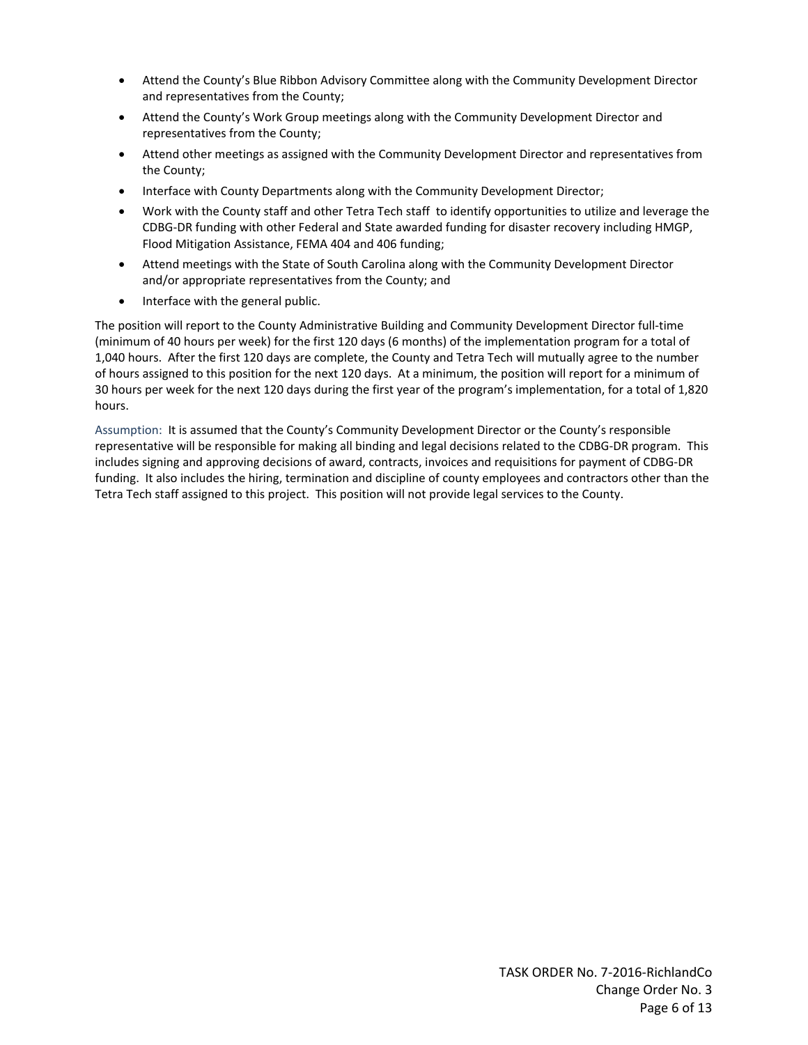- Attend the County's Blue Ribbon Advisory Committee along with the Community Development Director and representatives from the County;
- Attend the County's Work Group meetings along with the Community Development Director and representatives from the County;
- Attend other meetings as assigned with the Community Development Director and representatives from the County;
- Interface with County Departments along with the Community Development Director;
- Work with the County staff and other Tetra Tech staff to identify opportunities to utilize and leverage the CDBG-DR funding with other Federal and State awarded funding for disaster recovery including HMGP, Flood Mitigation Assistance, FEMA 404 and 406 funding;
- Attend meetings with the State of South Carolina along with the Community Development Director and/or appropriate representatives from the County; and
- Interface with the general public.

The position will report to the County Administrative Building and Community Development Director full-time (minimum of 40 hours per week) for the first 120 days (6 months) of the implementation program for a total of 1,040 hours. After the first 120 days are complete, the County and Tetra Tech will mutually agree to the number of hours assigned to this position for the next 120 days. At a minimum, the position will report for a minimum of 30 hours per week for the next 120 days during the first year of the program's implementation, for a total of 1,820 hours.

Assumption: It is assumed that the County's Community Development Director or the County's responsible representative will be responsible for making all binding and legal decisions related to the CDBG-DR program. This includes signing and approving decisions of award, contracts, invoices and requisitions for payment of CDBG-DR funding. It also includes the hiring, termination and discipline of county employees and contractors other than the Tetra Tech staff assigned to this project. This position will not provide legal services to the County.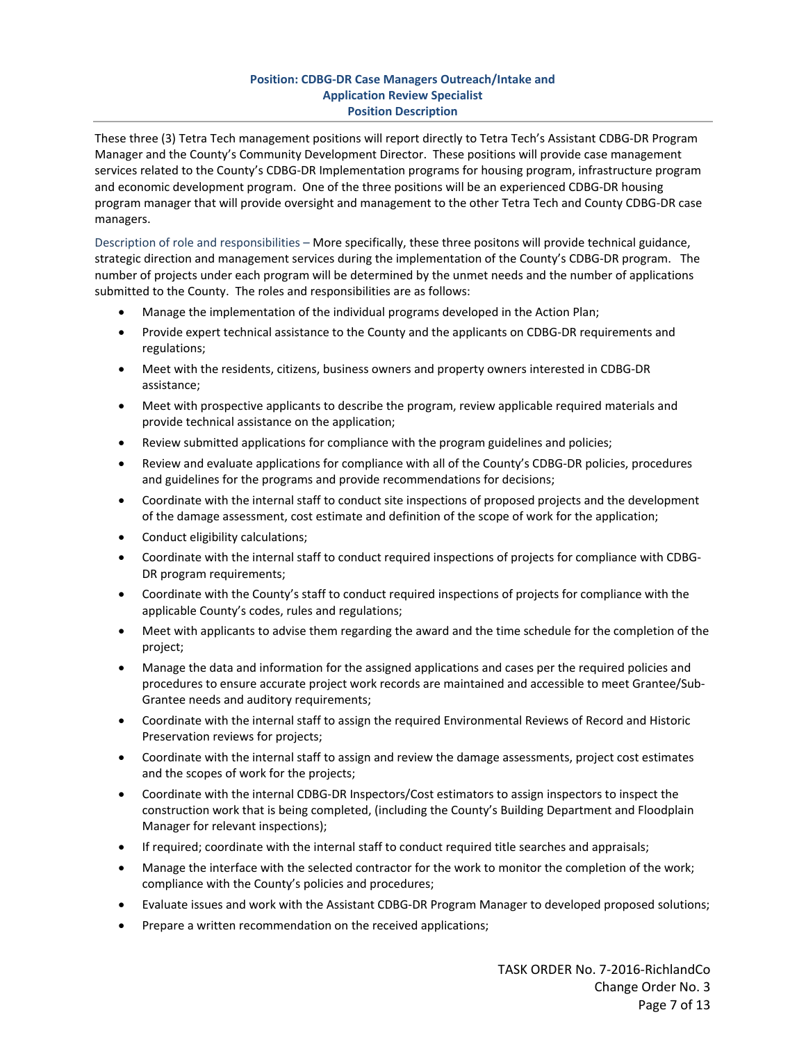**Position: CDBG-DR Case Managers Outreach/Intake and Application Review Specialist Position Description**

These three (3) Tetra Tech management positions will report directly to Tetra Tech's Assistant CDBG-DR Program Manager and the County's Community Development Director. These positions will provide case management services related to the County's CDBG-DR Implementation programs for housing program, infrastructure program and economic development program. One of the three positions will be an experienced CDBG-DR housing program manager that will provide oversight and management to the other Tetra Tech and County CDBG-DR case managers.

Description of role and responsibilities – More specifically, these three positons will provide technical guidance, strategic direction and management services during the implementation of the County's CDBG-DR program. The number of projects under each program will be determined by the unmet needs and the number of applications submitted to the County. The roles and responsibilities are as follows:

- Manage the implementation of the individual programs developed in the Action Plan;
- Provide expert technical assistance to the County and the applicants on CDBG-DR requirements and regulations;
- Meet with the residents, citizens, business owners and property owners interested in CDBG-DR assistance;
- Meet with prospective applicants to describe the program, review applicable required materials and provide technical assistance on the application;
- Review submitted applications for compliance with the program guidelines and policies;
- Review and evaluate applications for compliance with all of the County's CDBG-DR policies, procedures and guidelines for the programs and provide recommendations for decisions;
- Coordinate with the internal staff to conduct site inspections of proposed projects and the development of the damage assessment, cost estimate and definition of the scope of work for the application;
- Conduct eligibility calculations;
- Coordinate with the internal staff to conduct required inspections of projects for compliance with CDBG-DR program requirements;
- Coordinate with the County's staff to conduct required inspections of projects for compliance with the applicable County's codes, rules and regulations;
- Meet with applicants to advise them regarding the award and the time schedule for the completion of the project;
- Manage the data and information for the assigned applications and cases per the required policies and procedures to ensure accurate project work records are maintained and accessible to meet Grantee/Sub-Grantee needs and auditory requirements;
- Coordinate with the internal staff to assign the required Environmental Reviews of Record and Historic Preservation reviews for projects;
- Coordinate with the internal staff to assign and review the damage assessments, project cost estimates and the scopes of work for the projects;
- Coordinate with the internal CDBG-DR Inspectors/Cost estimators to assign inspectors to inspect the construction work that is being completed, (including the County's Building Department and Floodplain Manager for relevant inspections);
- If required; coordinate with the internal staff to conduct required title searches and appraisals;
- Manage the interface with the selected contractor for the work to monitor the completion of the work; compliance with the County's policies and procedures;
- Evaluate issues and work with the Assistant CDBG-DR Program Manager to developed proposed solutions;
- Prepare a written recommendation on the received applications;

TASK ORDER No. 7-2016-RichlandCo
Change Order No. 3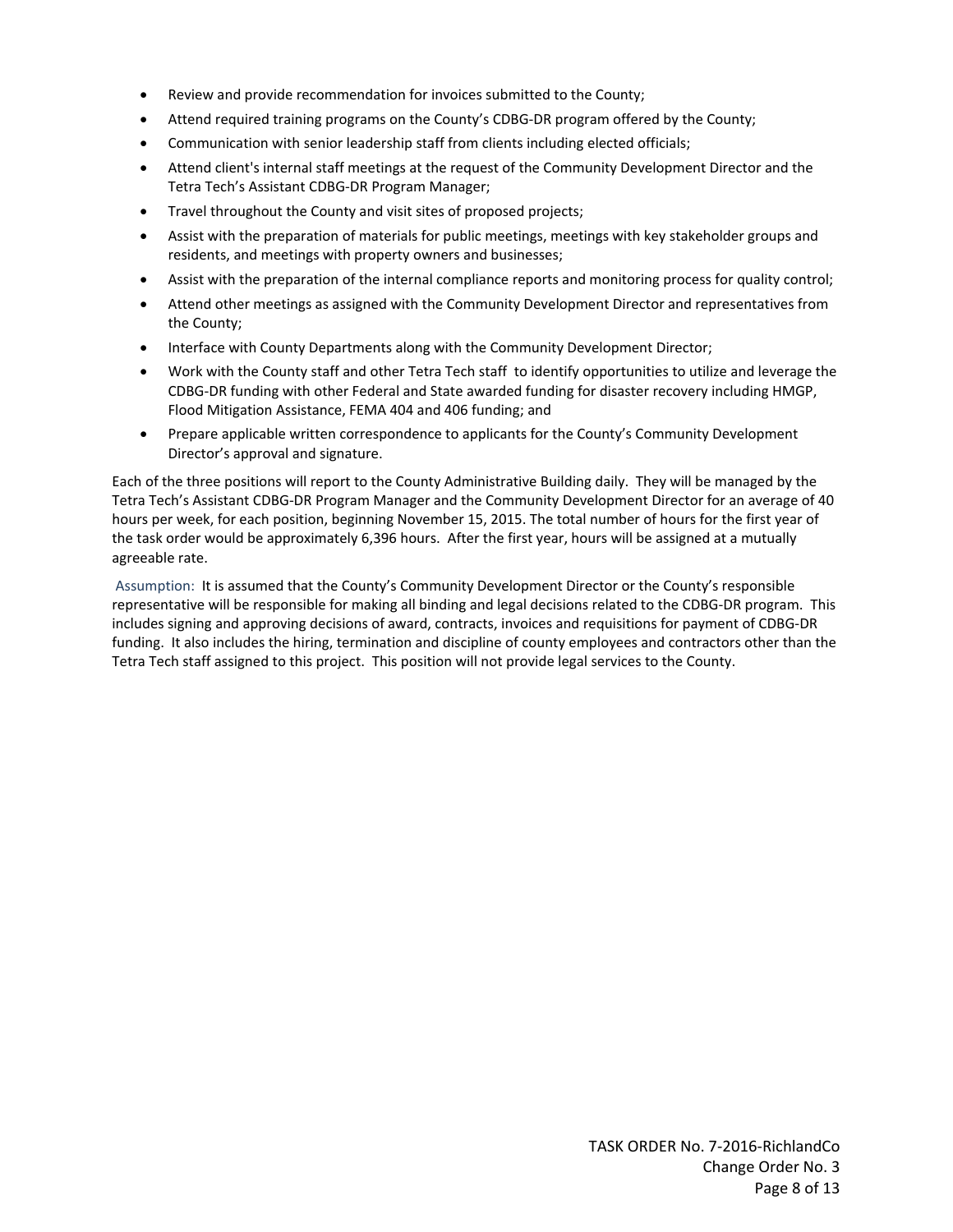- Review and provide recommendation for invoices submitted to the County;
- Attend required training programs on the County's CDBG-DR program offered by the County;
- Communication with senior leadership staff from clients including elected officials;
- Attend client's internal staff meetings at the request of the Community Development Director and the Tetra Tech's Assistant CDBG-DR Program Manager;
- Travel throughout the County and visit sites of proposed projects;
- Assist with the preparation of materials for public meetings, meetings with key stakeholder groups and residents, and meetings with property owners and businesses;
- Assist with the preparation of the internal compliance reports and monitoring process for quality control;
- Attend other meetings as assigned with the Community Development Director and representatives from the County;
- Interface with County Departments along with the Community Development Director;
- Work with the County staff and other Tetra Tech staff to identify opportunities to utilize and leverage the CDBG-DR funding with other Federal and State awarded funding for disaster recovery including HMGP, Flood Mitigation Assistance, FEMA 404 and 406 funding; and
- Prepare applicable written correspondence to applicants for the County's Community Development Director's approval and signature.

Each of the three positions will report to the County Administrative Building daily. They will be managed by the Tetra Tech's Assistant CDBG-DR Program Manager and the Community Development Director for an average of 40 hours per week, for each position, beginning November 15, 2015. The total number of hours for the first year of the task order would be approximately 6,396 hours. After the first year, hours will be assigned at a mutually agreeable rate.

Assumption: It is assumed that the County's Community Development Director or the County's responsible representative will be responsible for making all binding and legal decisions related to the CDBG-DR program. This includes signing and approving decisions of award, contracts, invoices and requisitions for payment of CDBG-DR funding. It also includes the hiring, termination and discipline of county employees and contractors other than the Tetra Tech staff assigned to this project. This position will not provide legal services to the County.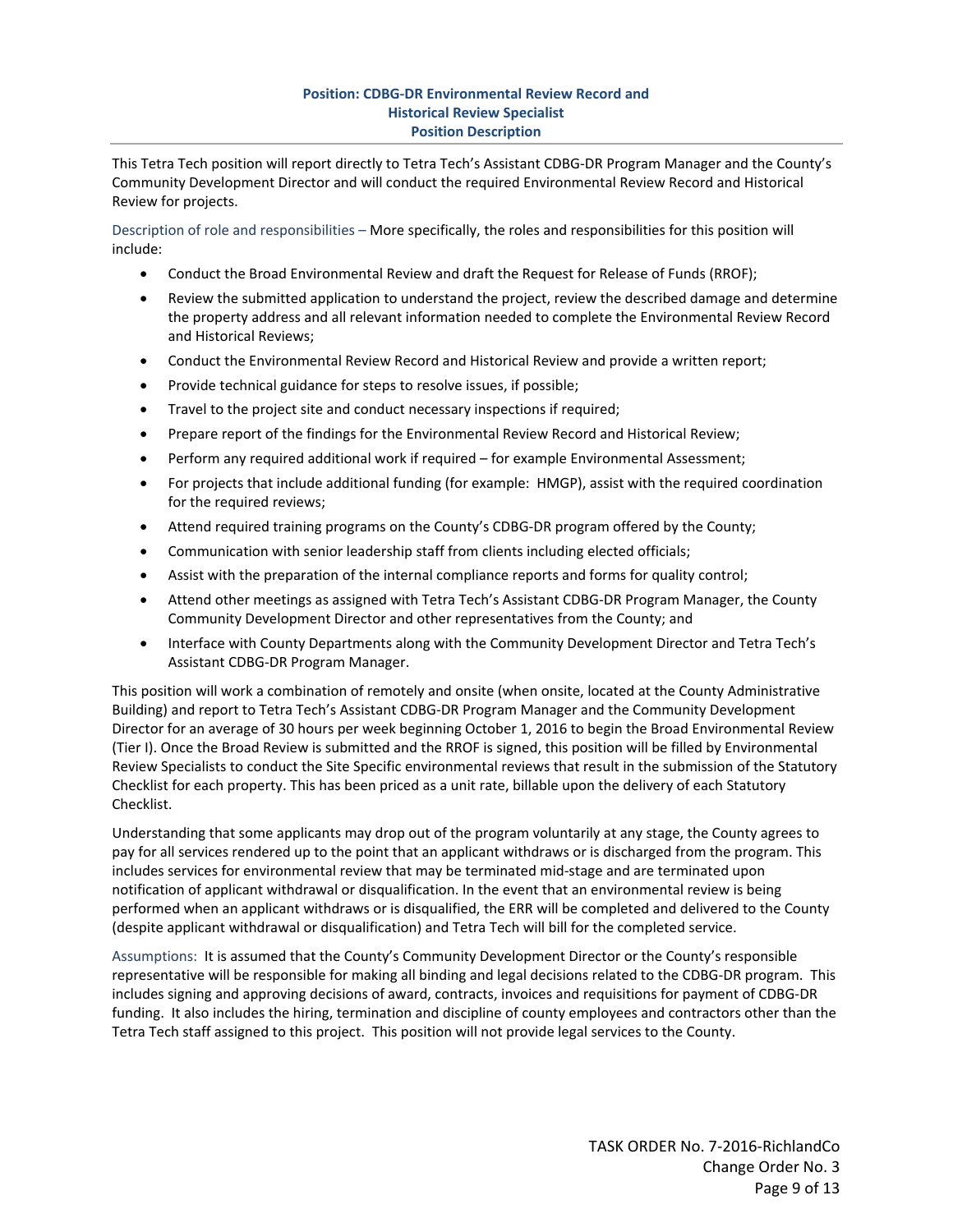## Position: CDBG-DR Environmental Review Record and Historical Review Specialist
## Position Description

This Tetra Tech position will report directly to Tetra Tech's Assistant CDBG-DR Program Manager and the County's Community Development Director and will conduct the required Environmental Review Record and Historical Review for projects.

Description of role and responsibilities – More specifically, the roles and responsibilities for this position will include:

- Conduct the Broad Environmental Review and draft the Request for Release of Funds (RROF);
- Review the submitted application to understand the project, review the described damage and determine the property address and all relevant information needed to complete the Environmental Review Record and Historical Reviews;
- Conduct the Environmental Review Record and Historical Review and provide a written report;
- Provide technical guidance for steps to resolve issues, if possible;
- Travel to the project site and conduct necessary inspections if required;
- Prepare report of the findings for the Environmental Review Record and Historical Review;
- Perform any required additional work if required – for example Environmental Assessment;
- For projects that include additional funding (for example: HMGP), assist with the required coordination for the required reviews;
- Attend required training programs on the County's CDBG-DR program offered by the County;
- Communication with senior leadership staff from clients including elected officials;
- Assist with the preparation of the internal compliance reports and forms for quality control;
- Attend other meetings as assigned with Tetra Tech's Assistant CDBG-DR Program Manager, the County Community Development Director and other representatives from the County; and
- Interface with County Departments along with the Community Development Director and Tetra Tech's Assistant CDBG-DR Program Manager.

This position will work a combination of remotely and onsite (when onsite, located at the County Administrative Building) and report to Tetra Tech's Assistant CDBG-DR Program Manager and the Community Development Director for an average of 30 hours per week beginning October 1, 2016 to begin the Broad Environmental Review (Tier I). Once the Broad Review is submitted and the RROF is signed, this position will be filled by Environmental Review Specialists to conduct the Site Specific environmental reviews that result in the submission of the Statutory Checklist for each property. This has been priced as a unit rate, billable upon the delivery of each Statutory Checklist.

Understanding that some applicants may drop out of the program voluntarily at any stage, the County agrees to pay for all services rendered up to the point that an applicant withdraws or is discharged from the program. This includes services for environmental review that may be terminated mid-stage and are terminated upon notification of applicant withdrawal or disqualification. In the event that an environmental review is being performed when an applicant withdraws or is disqualified, the ERR will be completed and delivered to the County (despite applicant withdrawal or disqualification) and Tetra Tech will bill for the completed service.

Assumptions: It is assumed that the County's Community Development Director or the County's responsible representative will be responsible for making all binding and legal decisions related to the CDBG-DR program. This includes signing and approving decisions of award, contracts, invoices and requisitions for payment of CDBG-DR funding. It also includes the hiring, termination and discipline of county employees and contractors other than the Tetra Tech staff assigned to this project. This position will not provide legal services to the County.

TASK ORDER No. 7-2016-RichlandCo
Change Order No. 3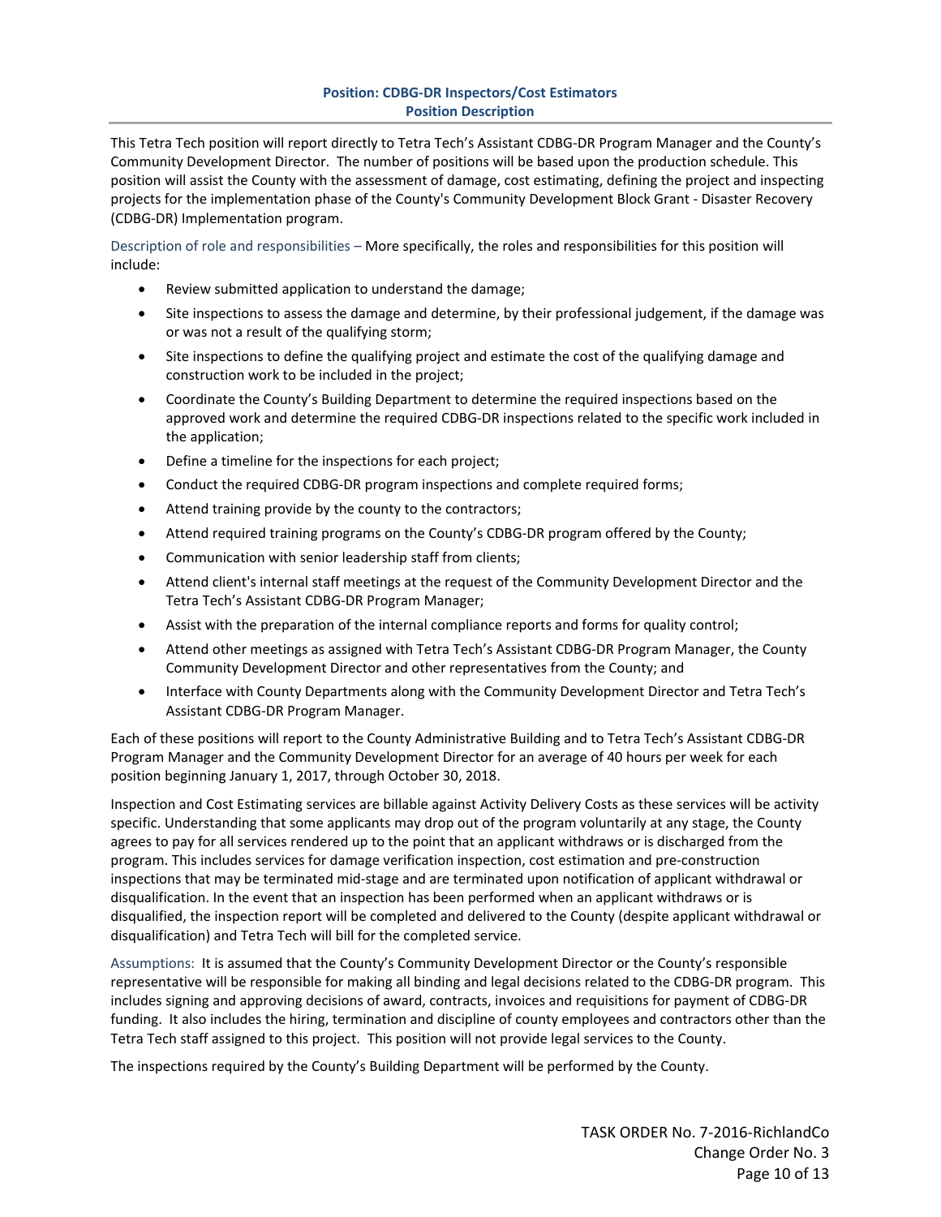**Position: CDBG-DR Inspectors/Cost Estimators**
**Position Description**

This Tetra Tech position will report directly to Tetra Tech's Assistant CDBG-DR Program Manager and the County's Community Development Director. The number of positions will be based upon the production schedule. This position will assist the County with the assessment of damage, cost estimating, defining the project and inspecting projects for the implementation phase of the County's Community Development Block Grant - Disaster Recovery (CDBG-DR) Implementation program.

Description of role and responsibilities – More specifically, the roles and responsibilities for this position will include:

- Review submitted application to understand the damage;
- Site inspections to assess the damage and determine, by their professional judgement, if the damage was or was not a result of the qualifying storm;
- Site inspections to define the qualifying project and estimate the cost of the qualifying damage and construction work to be included in the project;
- Coordinate the County's Building Department to determine the required inspections based on the approved work and determine the required CDBG-DR inspections related to the specific work included in the application;
- Define a timeline for the inspections for each project;
- Conduct the required CDBG-DR program inspections and complete required forms;
- Attend training provide by the county to the contractors;
- Attend required training programs on the County's CDBG-DR program offered by the County;
- Communication with senior leadership staff from clients;
- Attend client's internal staff meetings at the request of the Community Development Director and the Tetra Tech's Assistant CDBG-DR Program Manager;
- Assist with the preparation of the internal compliance reports and forms for quality control;
- Attend other meetings as assigned with Tetra Tech's Assistant CDBG-DR Program Manager, the County Community Development Director and other representatives from the County; and
- Interface with County Departments along with the Community Development Director and Tetra Tech's Assistant CDBG-DR Program Manager.

Each of these positions will report to the County Administrative Building and to Tetra Tech's Assistant CDBG-DR Program Manager and the Community Development Director for an average of 40 hours per week for each position beginning January 1, 2017, through October 30, 2018.

Inspection and Cost Estimating services are billable against Activity Delivery Costs as these services will be activity specific. Understanding that some applicants may drop out of the program voluntarily at any stage, the County agrees to pay for all services rendered up to the point that an applicant withdraws or is discharged from the program. This includes services for damage verification inspection, cost estimation and pre-construction inspections that may be terminated mid-stage and are terminated upon notification of applicant withdrawal or disqualification. In the event that an inspection has been performed when an applicant withdraws or is disqualified, the inspection report will be completed and delivered to the County (despite applicant withdrawal or disqualification) and Tetra Tech will bill for the completed service.

Assumptions: It is assumed that the County's Community Development Director or the County's responsible representative will be responsible for making all binding and legal decisions related to the CDBG-DR program. This includes signing and approving decisions of award, contracts, invoices and requisitions for payment of CDBG-DR funding. It also includes the hiring, termination and discipline of county employees and contractors other than the Tetra Tech staff assigned to this project. This position will not provide legal services to the County.

The inspections required by the County's Building Department will be performed by the County.

TASK ORDER No. 7-2016-RichlandCo
Change Order No. 3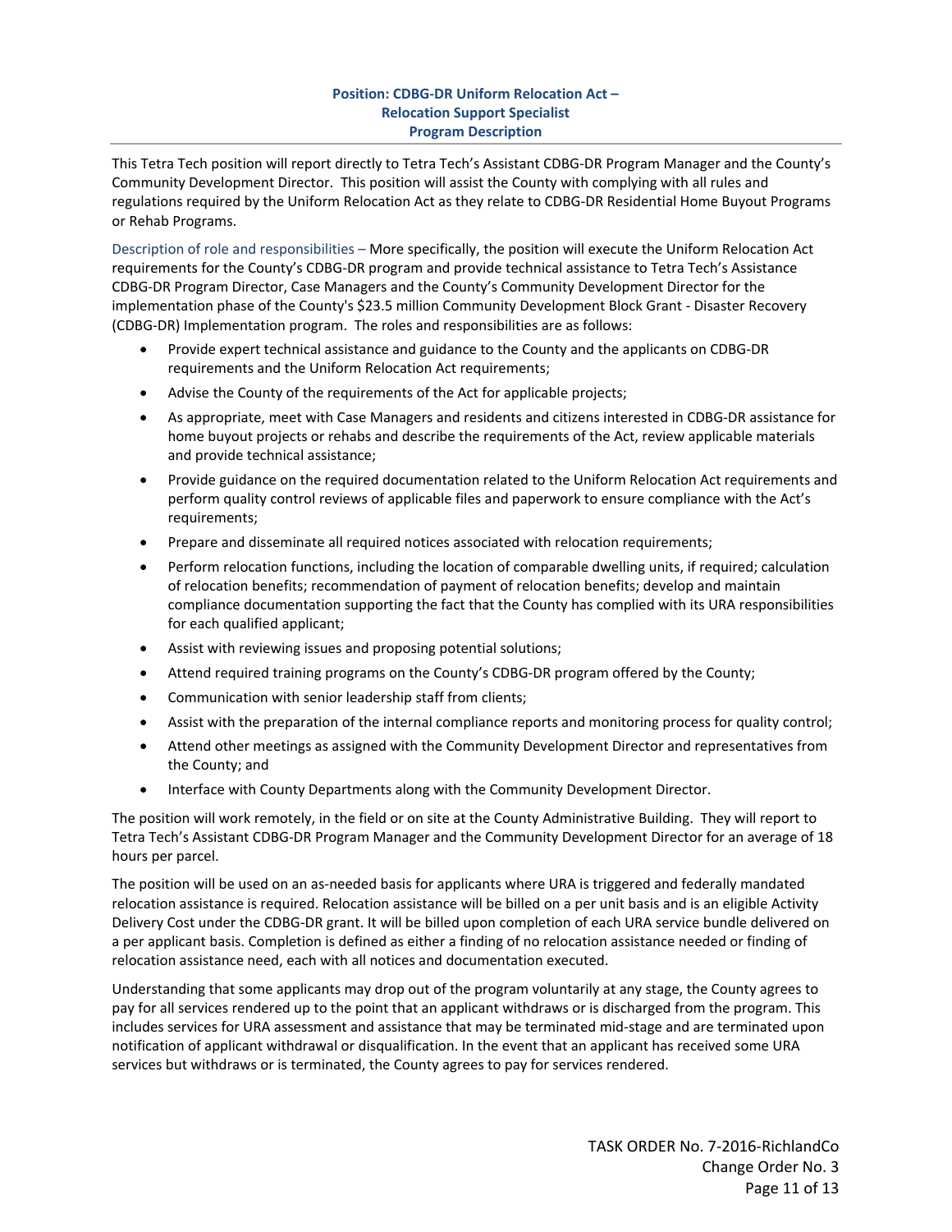### Position: CDBG-DR Uniform Relocation Act – Relocation Support Specialist Program Description

This Tetra Tech position will report directly to Tetra Tech's Assistant CDBG-DR Program Manager and the County's Community Development Director. This position will assist the County with complying with all rules and regulations required by the Uniform Relocation Act as they relate to CDBG-DR Residential Home Buyout Programs or Rehab Programs.

Description of role and responsibilities – More specifically, the position will execute the Uniform Relocation Act requirements for the County's CDBG-DR program and provide technical assistance to Tetra Tech's Assistance CDBG-DR Program Director, Case Managers and the County's Community Development Director for the implementation phase of the County's $23.5 million Community Development Block Grant - Disaster Recovery (CDBG-DR) Implementation program. The roles and responsibilities are as follows:

- Provide expert technical assistance and guidance to the County and the applicants on CDBG-DR requirements and the Uniform Relocation Act requirements;
- Advise the County of the requirements of the Act for applicable projects;
- As appropriate, meet with Case Managers and residents and citizens interested in CDBG-DR assistance for home buyout projects or rehabs and describe the requirements of the Act, review applicable materials and provide technical assistance;
- Provide guidance on the required documentation related to the Uniform Relocation Act requirements and perform quality control reviews of applicable files and paperwork to ensure compliance with the Act's requirements;
- Prepare and disseminate all required notices associated with relocation requirements;
- Perform relocation functions, including the location of comparable dwelling units, if required; calculation of relocation benefits; recommendation of payment of relocation benefits; develop and maintain compliance documentation supporting the fact that the County has complied with its URA responsibilities for each qualified applicant;
- Assist with reviewing issues and proposing potential solutions;
- Attend required training programs on the County's CDBG-DR program offered by the County;
- Communication with senior leadership staff from clients;
- Assist with the preparation of the internal compliance reports and monitoring process for quality control;
- Attend other meetings as assigned with the Community Development Director and representatives from the County; and
- Interface with County Departments along with the Community Development Director.

The position will work remotely, in the field or on site at the County Administrative Building. They will report to Tetra Tech's Assistant CDBG-DR Program Manager and the Community Development Director for an average of 18 hours per parcel.

The position will be used on an as-needed basis for applicants where URA is triggered and federally mandated relocation assistance is required. Relocation assistance will be billed on a per unit basis and is an eligible Activity Delivery Cost under the CDBG-DR grant. It will be billed upon completion of each URA service bundle delivered on a per applicant basis. Completion is defined as either a finding of no relocation assistance needed or finding of relocation assistance need, each with all notices and documentation executed.

Understanding that some applicants may drop out of the program voluntarily at any stage, the County agrees to pay for all services rendered up to the point that an applicant withdraws or is discharged from the program. This includes services for URA assessment and assistance that may be terminated mid-stage and are terminated upon notification of applicant withdrawal or disqualification. In the event that an applicant has received some URA services but withdraws or is terminated, the County agrees to pay for services rendered.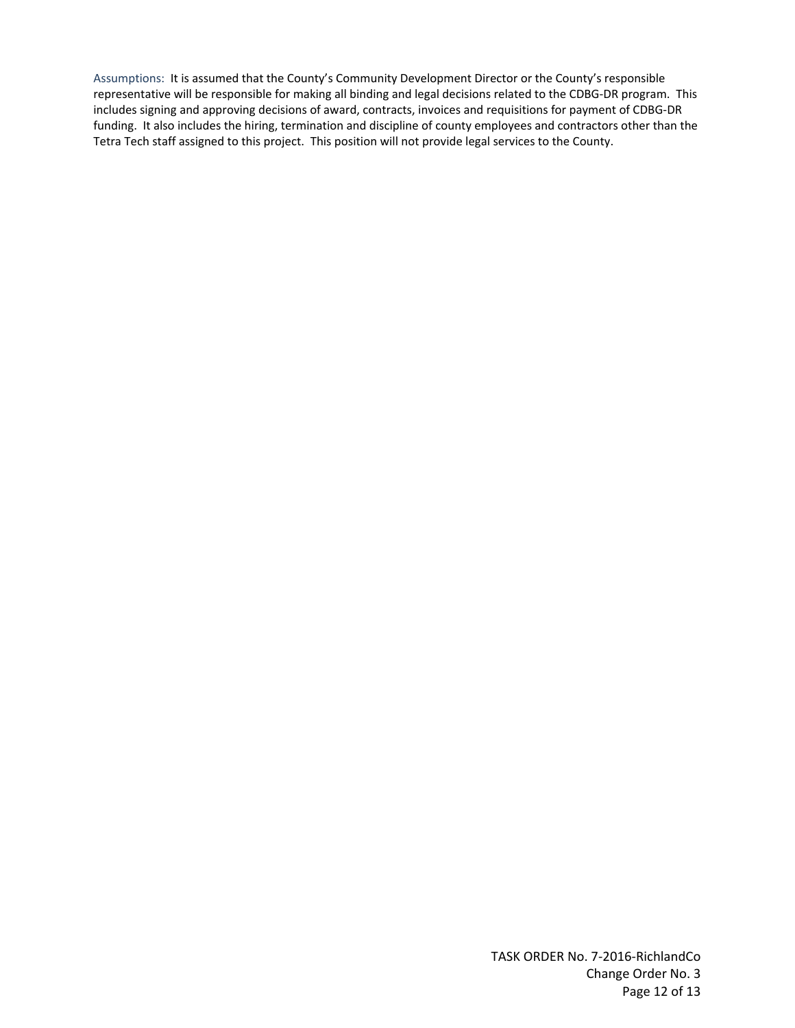Assumptions: It is assumed that the County's Community Development Director or the County's responsible representative will be responsible for making all binding and legal decisions related to the CDBG-DR program. This includes signing and approving decisions of award, contracts, invoices and requisitions for payment of CDBG-DR funding. It also includes the hiring, termination and discipline of county employees and contractors other than the Tetra Tech staff assigned to this project. This position will not provide legal services to the County.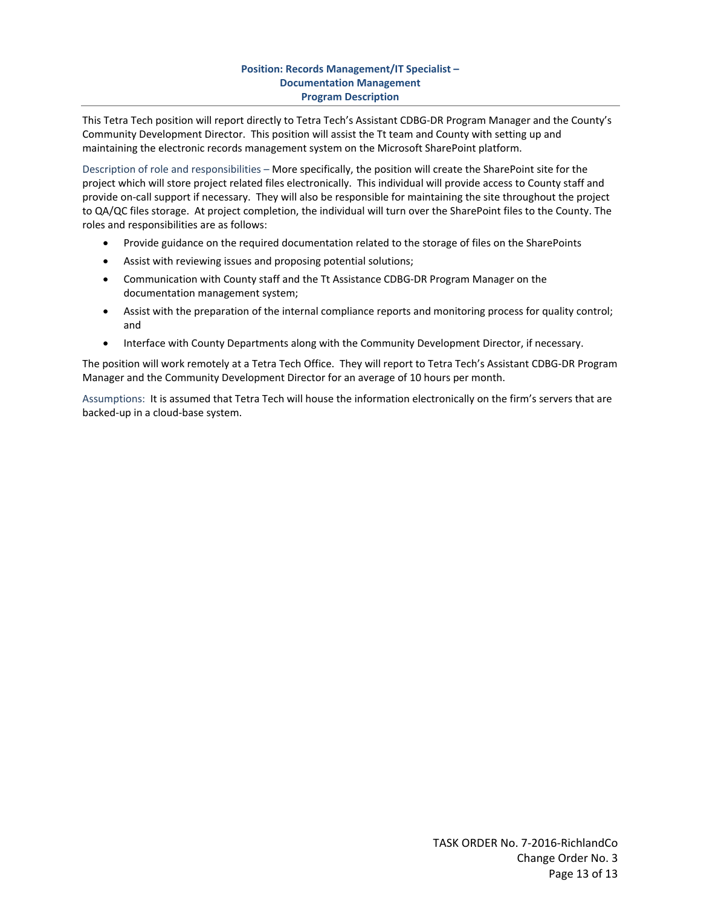### Position: Records Management/IT Specialist – Documentation Management Program Description

This Tetra Tech position will report directly to Tetra Tech's Assistant CDBG-DR Program Manager and the County's Community Development Director. This position will assist the Tt team and County with setting up and maintaining the electronic records management system on the Microsoft SharePoint platform.

Description of role and responsibilities – More specifically, the position will create the SharePoint site for the project which will store project related files electronically. This individual will provide access to County staff and provide on-call support if necessary. They will also be responsible for maintaining the site throughout the project to QA/QC files storage. At project completion, the individual will turn over the SharePoint files to the County. The roles and responsibilities are as follows:

- Provide guidance on the required documentation related to the storage of files on the SharePoints
- Assist with reviewing issues and proposing potential solutions;
- Communication with County staff and the Tt Assistance CDBG-DR Program Manager on the documentation management system;
- Assist with the preparation of the internal compliance reports and monitoring process for quality control; and
- Interface with County Departments along with the Community Development Director, if necessary.

The position will work remotely at a Tetra Tech Office. They will report to Tetra Tech's Assistant CDBG-DR Program Manager and the Community Development Director for an average of 10 hours per month.

Assumptions: It is assumed that Tetra Tech will house the information electronically on the firm's servers that are backed-up in a cloud-base system.

TASK ORDER No. 7-2016-RichlandCo
Change Order No. 3